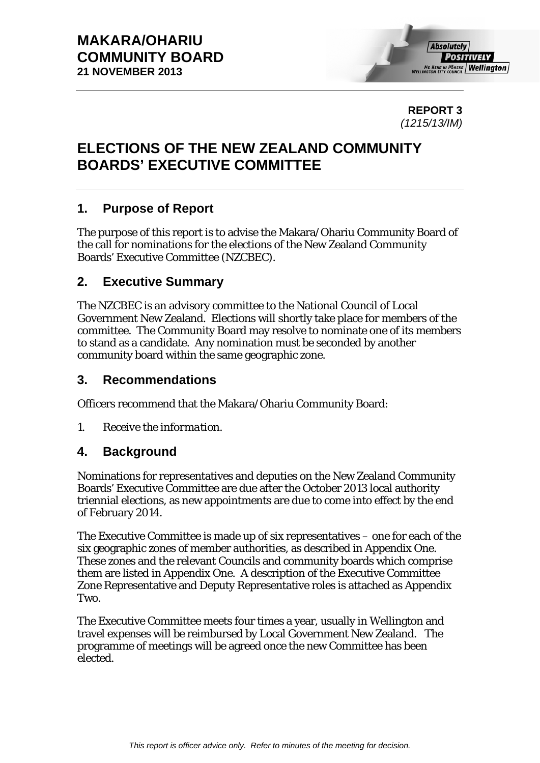**MAKARA/OHARIU COMMUNITY BOARD**
**21 NOVEMBER 2013**

**REPORT 3**
*(1215/13/IM)*

# ELECTIONS OF THE NEW ZEALAND COMMUNITY BOARDS' EXECUTIVE COMMITTEE

## 1. Purpose of Report

The purpose of this report is to advise the Makara/Ohariu Community Board of the call for nominations for the elections of the New Zealand Community Boards' Executive Committee (NZCBEC).

## 2. Executive Summary

The NZCBEC is an advisory committee to the National Council of Local Government New Zealand. Elections will shortly take place for members of the committee. The Community Board may resolve to nominate one of its members to stand as a candidate. Any nomination must be seconded by another community board within the same geographic zone.

## 3. Recommendations

Officers recommend that the Makara/Ohariu Community Board:

1. *Receive the information.*

## 4. Background

Nominations for representatives and deputies on the New Zealand Community Boards' Executive Committee are due after the October 2013 local authority triennial elections, as new appointments are due to come into effect by the end of February 2014.

The Executive Committee is made up of six representatives – one for each of the six geographic zones of member authorities, as described in Appendix One. These zones and the relevant Councils and community boards which comprise them are listed in Appendix One. A description of the Executive Committee Zone Representative and Deputy Representative roles is attached as Appendix Two.

The Executive Committee meets four times a year, usually in Wellington and travel expenses will be reimbursed by Local Government New Zealand. The programme of meetings will be agreed once the new Committee has been elected.

*This report is officer advice only. Refer to minutes of the meeting for decision.*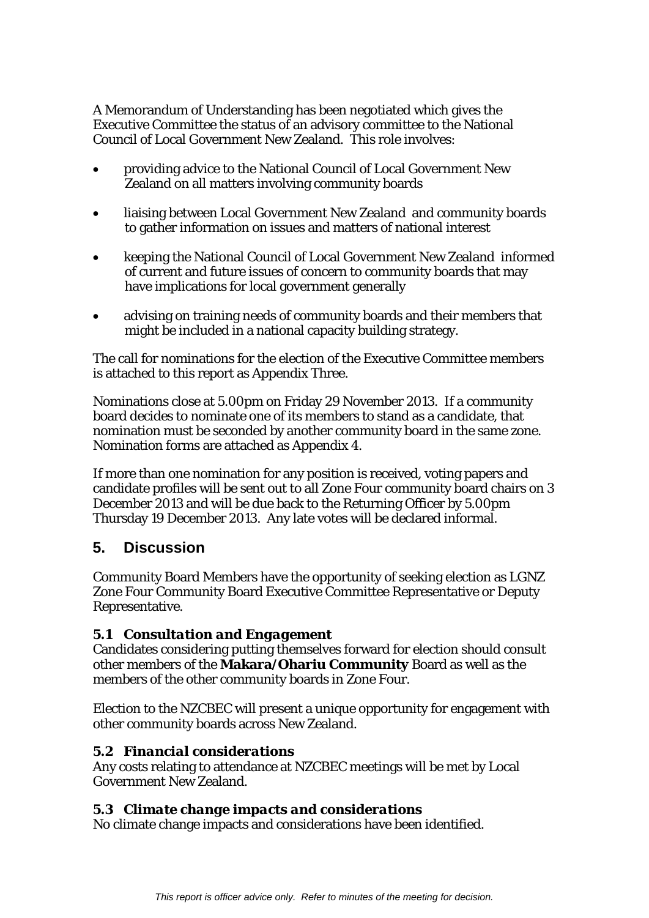A Memorandum of Understanding has been negotiated which gives the Executive Committee the status of an advisory committee to the National Council of Local Government New Zealand. This role involves:

- providing advice to the National Council of Local Government New Zealand on all matters involving community boards
- liaising between Local Government New Zealand and community boards to gather information on issues and matters of national interest
- keeping the National Council of Local Government New Zealand informed of current and future issues of concern to community boards that may have implications for local government generally
- advising on training needs of community boards and their members that might be included in a national capacity building strategy.

The call for nominations for the election of the Executive Committee members is attached to this report as Appendix Three.

Nominations close at 5.00pm on Friday 29 November 2013. If a community board decides to nominate one of its members to stand as a candidate, that nomination must be seconded by another community board in the same zone. Nomination forms are attached as Appendix 4.

If more than one nomination for any position is received, voting papers and candidate profiles will be sent out to all Zone Four community board chairs on 3 December 2013 and will be due back to the Returning Officer by 5.00pm Thursday 19 December 2013. Any late votes will be declared informal.

## 5. Discussion

Community Board Members have the opportunity of seeking election as LGNZ Zone Four Community Board Executive Committee Representative or Deputy Representative.

### *5.1 Consultation and Engagement*

Candidates considering putting themselves forward for election should consult other members of the **Makara/Ohariu Community** Board as well as the members of the other community boards in Zone Four.

Election to the NZCBEC will present a unique opportunity for engagement with other community boards across New Zealand.

### *5.2 Financial considerations*

Any costs relating to attendance at NZCBEC meetings will be met by Local Government New Zealand.

### *5.3 Climate change impacts and considerations*

No climate change impacts and considerations have been identified.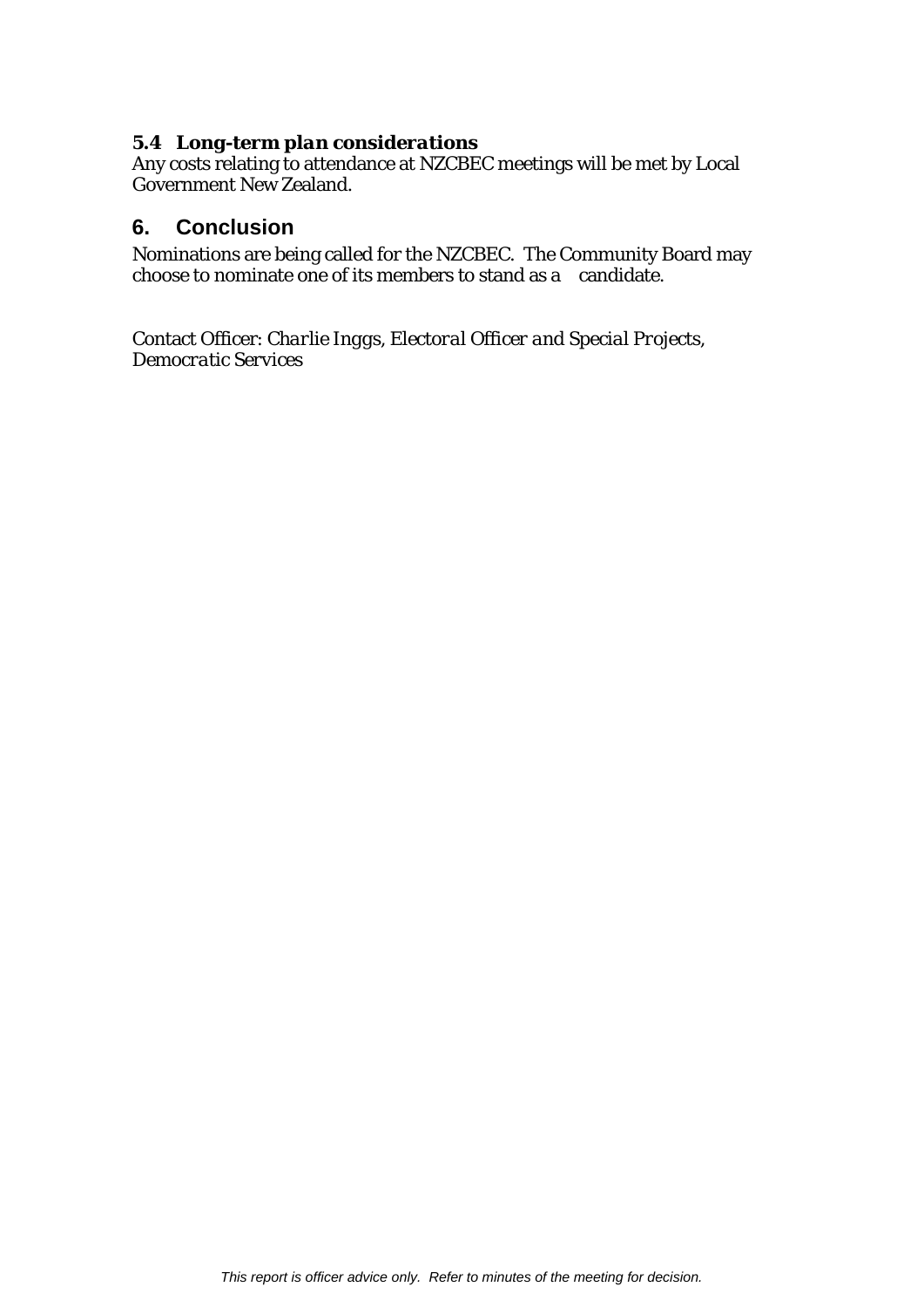### *5.4 Long-term plan considerations*

Any costs relating to attendance at NZCBEC meetings will be met by Local Government New Zealand.

## 6. Conclusion

Nominations are being called for the NZCBEC. The Community Board may choose to nominate one of its members to stand as a candidate.

Contact Officer: *Charlie Inggs, Electoral Officer and Special Projects, Democratic Services*

*This report is officer advice only. Refer to minutes of the meeting for decision.*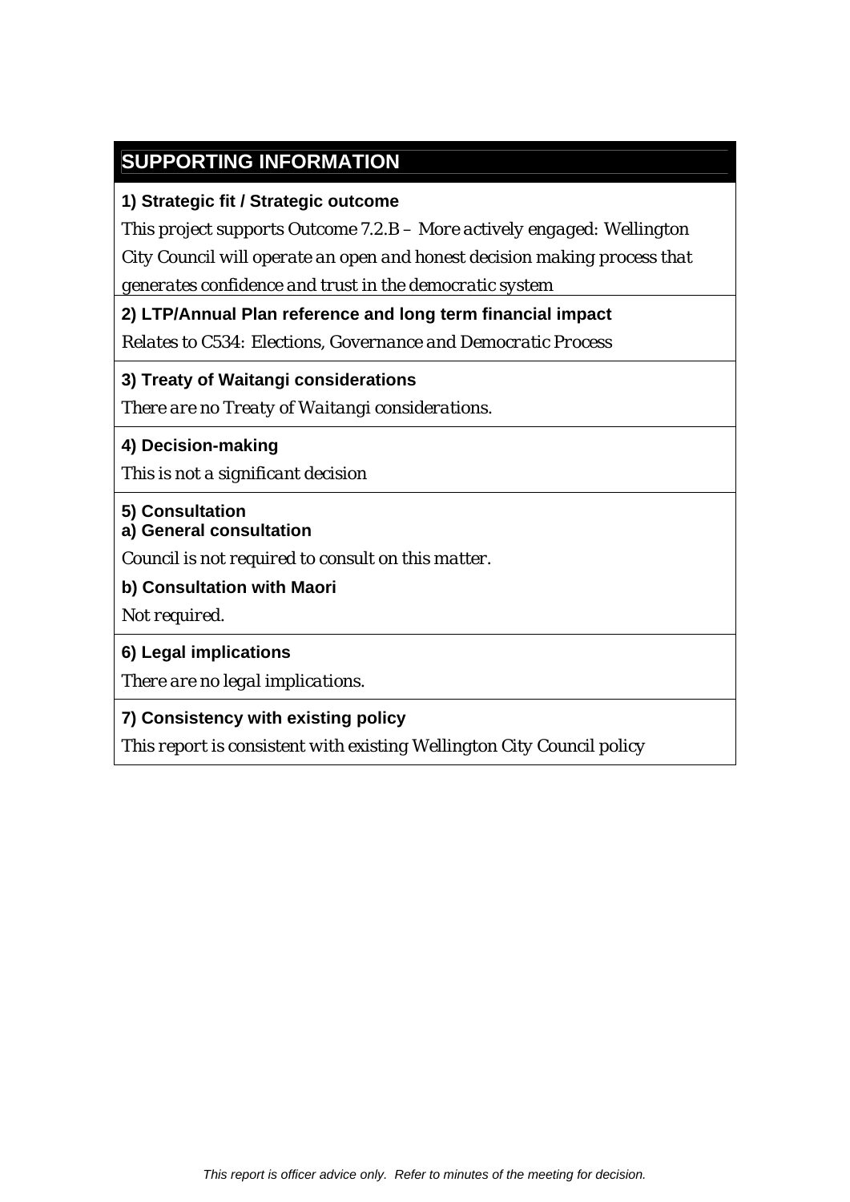## SUPPORTING INFORMATION

**1) Strategic fit / Strategic outcome**

*This project supports Outcome 7.2.B – More actively engaged: Wellington City Council will operate an open and honest decision making process that generates confidence and trust in the democratic system*

**2) LTP/Annual Plan reference and long term financial impact**

*Relates to C534: Elections, Governance and Democratic Process*

**3) Treaty of Waitangi considerations**

*There are no Treaty of Waitangi considerations.*

**4) Decision-making**

*This is not a significant decision*

**5) Consultation**

**a) General consultation**

*Council is not required to consult on this matter.*

**b) Consultation with Maori**

*Not required.*

**6) Legal implications**

*There are no legal implications.*

**7) Consistency with existing policy**

*This report is consistent with existing Wellington City Council policy*

*This report is officer advice only. Refer to minutes of the meeting for decision.*